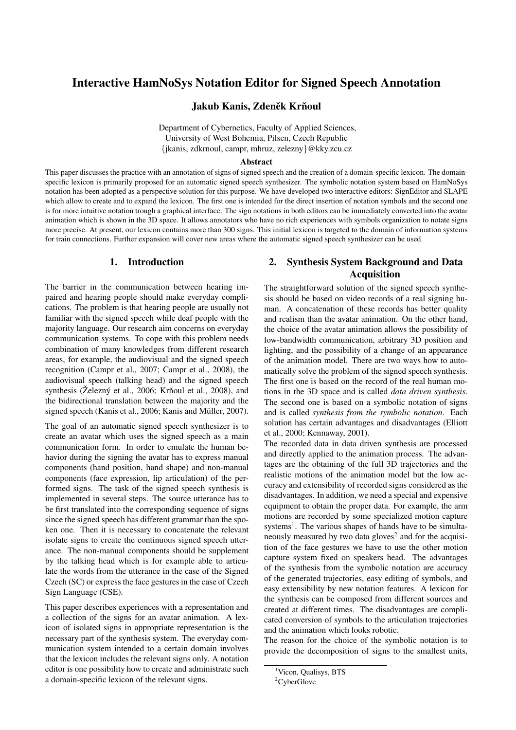# Interactive HamNoSys Notation Editor for Signed Speech Annotation

**Jakub Kanis, Zdeněk Krňoul**

Department of Cybernetics, Faculty of Applied Sciences,
University of West Bohemia, Pilsen, Czech Republic
{jkanis, zdkrnoul, campr, mhruz, zelezny}@kky.zcu.cz

### Abstract

This paper discusses the practice with an annotation of signs of signed speech and the creation of a domain-specific lexicon. The domain-specific lexicon is primarily proposed for an automatic signed speech synthesizer. The symbolic notation system based on HamNoSys notation has been adopted as a perspective solution for this purpose. We have developed two interactive editors: SignEditor and SLAPE which allow to create and to expand the lexicon. The first one is intended for the direct insertion of notation symbols and the second one is for more intuitive notation trough a graphical interface. The sign notations in both editors can be immediately converted into the avatar animation which is shown in the 3D space. It allows annotators who have no rich experiences with symbols organization to notate signs more precise. At present, our lexicon contains more than 300 signs. This initial lexicon is targeted to the domain of information systems for train connections. Further expansion will cover new areas where the automatic signed speech synthesizer can be used.

## 1. Introduction

The barrier in the communication between hearing impaired and hearing people should make everyday complications. The problem is that hearing people are usually not familiar with the signed speech while deaf people with the majority language. Our research aim concerns on everyday communication systems. To cope with this problem needs combination of many knowledges from different research areas, for example, the audiovisual and the signed speech recognition (Campr et al., 2007; Campr et al., 2008), the audiovisual speech (talking head) and the signed speech synthesis (Železný et al., 2006; Krňoul et al., 2008), and the bidirectional translation between the majority and the signed speech (Kanis et al., 2006; Kanis and Müller, 2007).

The goal of an automatic signed speech synthesizer is to create an avatar which uses the signed speech as a main communication form. In order to emulate the human behavior during the signing the avatar has to express manual components (hand position, hand shape) and non-manual components (face expression, lip articulation) of the performed signs. The task of the signed speech synthesis is implemented in several steps. The source utterance has to be first translated into the corresponding sequence of signs since the signed speech has different grammar than the spoken one. Then it is necessary to concatenate the relevant isolate signs to create the continuous signed speech utterance. The non-manual components should be supplement by the talking head which is for example able to articulate the words from the utterance in the case of the Signed Czech (SC) or express the face gestures in the case of Czech Sign Language (CSE).

This paper describes experiences with a representation and a collection of the signs for an avatar animation. A lexicon of isolated signs in appropriate representation is the necessary part of the synthesis system. The everyday communication system intended to a certain domain involves that the lexicon includes the relevant signs only. A notation editor is one possibility how to create and administrate such a domain-specific lexicon of the relevant signs.

## 2. Synthesis System Background and Data Acquisition

The straightforward solution of the signed speech synthesis should be based on video records of a real signing human. A concatenation of these records has better quality and realism than the avatar animation. On the other hand, the choice of the avatar animation allows the possibility of low-bandwidth communication, arbitrary 3D position and lighting, and the possibility of a change of an appearance of the animation model. There are two ways how to automatically solve the problem of the signed speech synthesis. The first one is based on the record of the real human motions in the 3D space and is called *data driven synthesis*. The second one is based on a symbolic notation of signs and is called *synthesis from the symbolic notation*. Each solution has certain advantages and disadvantages (Elliott et al., 2000; Kennaway, 2001).

The recorded data in data driven synthesis are processed and directly applied to the animation process. The advantages are the obtaining of the full 3D trajectories and the realistic motions of the animation model but the low accuracy and extensibility of recorded signs considered as the disadvantages. In addition, we need a special and expensive equipment to obtain the proper data. For example, the arm motions are recorded by some specialized motion capture systems[1]. The various shapes of hands have to be simultaneously measured by two data gloves[2] and for the acquisition of the face gestures we have to use the other motion capture system fixed on speakers head. The advantages of the synthesis from the symbolic notation are accuracy of the generated trajectories, easy editing of symbols, and easy extensibility by new notation features. A lexicon for the synthesis can be composed from different sources and created at different times. The disadvantages are complicated conversion of symbols to the articulation trajectories and the animation which looks robotic.

The reason for the choice of the symbolic notation is to provide the decomposition of signs to the smallest units,

[1] Vicon, Qualisys, BTS

[2] CyberGlove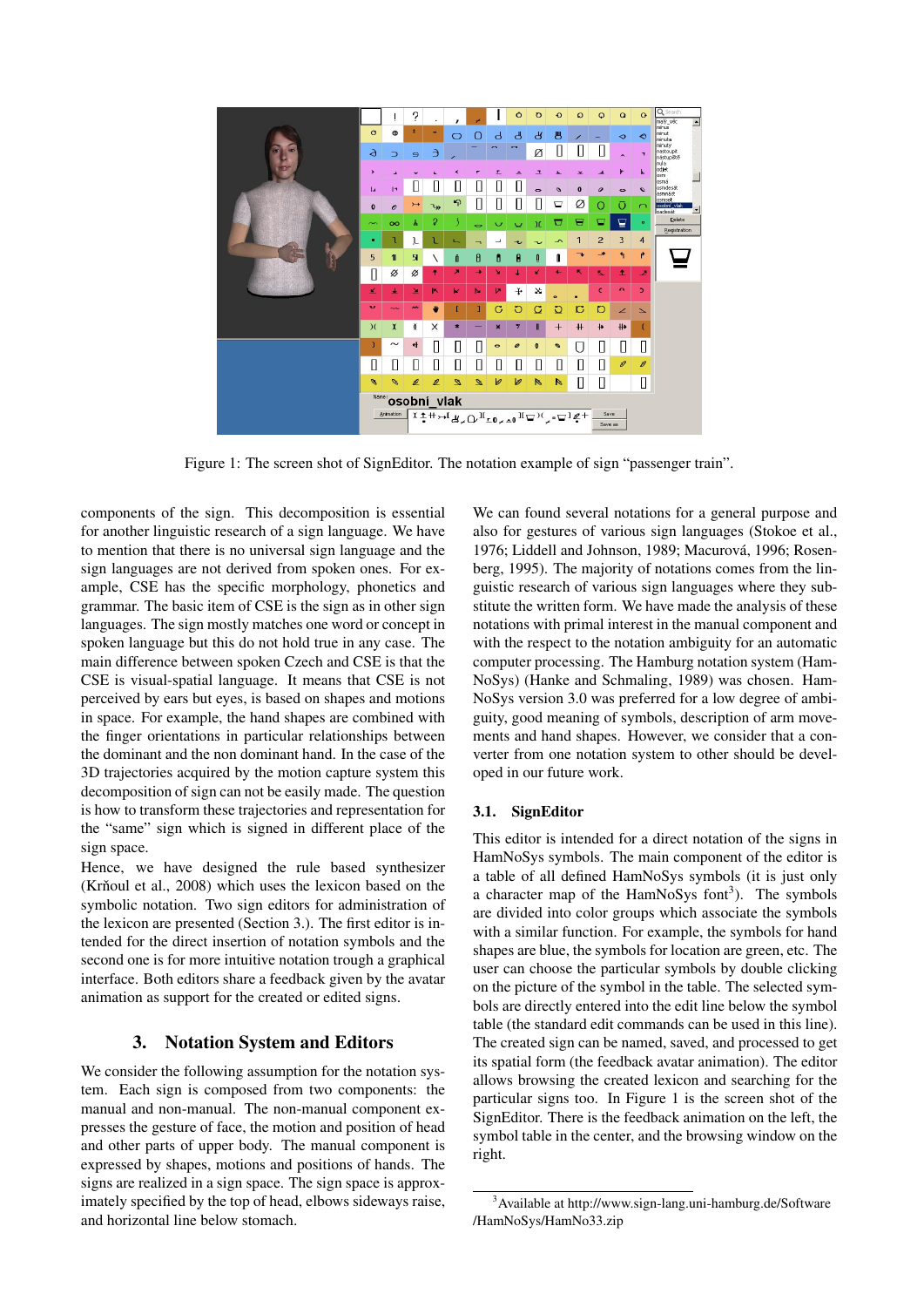Figure 1: The screen shot of SignEditor. The notation example of sign "passenger train".

components of the sign. This decomposition is essential for another linguistic research of a sign language. We have to mention that there is no universal sign language and the sign languages are not derived from spoken ones. For example, CSE has the specific morphology, phonetics and grammar. The basic item of CSE is the sign as in other sign languages. The sign mostly matches one word or concept in spoken language but this do not hold true in any case. The main difference between spoken Czech and CSE is that the CSE is visual-spatial language. It means that CSE is not perceived by ears but eyes, is based on shapes and motions in space. For example, the hand shapes are combined with the finger orientations in particular relationships between the dominant and the non dominant hand. In the case of the 3D trajectories acquired by the motion capture system this decomposition of sign can not be easily made. The question is how to transform these trajectories and representation for the "same" sign which is signed in different place of the sign space.

Hence, we have designed the rule based synthesizer (Krňoul et al., 2008) which uses the lexicon based on the symbolic notation. Two sign editors for administration of the lexicon are presented (Section 3.). The first editor is intended for the direct insertion of notation symbols and the second one is for more intuitive notation trough a graphical interface. Both editors share a feedback given by the avatar animation as support for the created or edited signs.

## 3. Notation System and Editors

We consider the following assumption for the notation system. Each sign is composed from two components: the manual and non-manual. The non-manual component expresses the gesture of face, the motion and position of head and other parts of upper body. The manual component is expressed by shapes, motions and positions of hands. The signs are realized in a sign space. The sign space is approximately specified by the top of head, elbows sideways raise, and horizontal line below stomach.

We can found several notations for a general purpose and also for gestures of various sign languages (Stokoe et al., 1976; Liddell and Johnson, 1989; Macurová, 1996; Rosenberg, 1995). The majority of notations comes from the linguistic research of various sign languages where they substitute the written form. We have made the analysis of these notations with primal interest in the manual component and with the respect to the notation ambiguity for an automatic computer processing. The Hamburg notation system (HamNoSys) (Hanke and Schmaling, 1989) was chosen. HamNoSys version 3.0 was preferred for a low degree of ambiguity, good meaning of symbols, description of arm movements and hand shapes. However, we consider that a converter from one notation system to other should be developed in our future work.

### 3.1. SignEditor

This editor is intended for a direct notation of the signs in HamNoSys symbols. The main component of the editor is a table of all defined HamNoSys symbols (it is just only a character map of the HamNoSys font[3]). The symbols are divided into color groups which associate the symbols with a similar function. For example, the symbols for hand shapes are blue, the symbols for location are green, etc. The user can choose the particular symbols by double clicking on the picture of the symbol in the table. The selected symbols are directly entered into the edit line below the symbol table (the standard edit commands can be used in this line). The created sign can be named, saved, and processed to get its spatial form (the feedback avatar animation). The editor allows browsing the created lexicon and searching for the particular signs too. In Figure 1 is the screen shot of the SignEditor. There is the feedback animation on the left, the symbol table in the center, and the browsing window on the right.

[3] Available at http://www.sign-lang.uni-hamburg.de/Software/HamNoSys/HamNo33.zip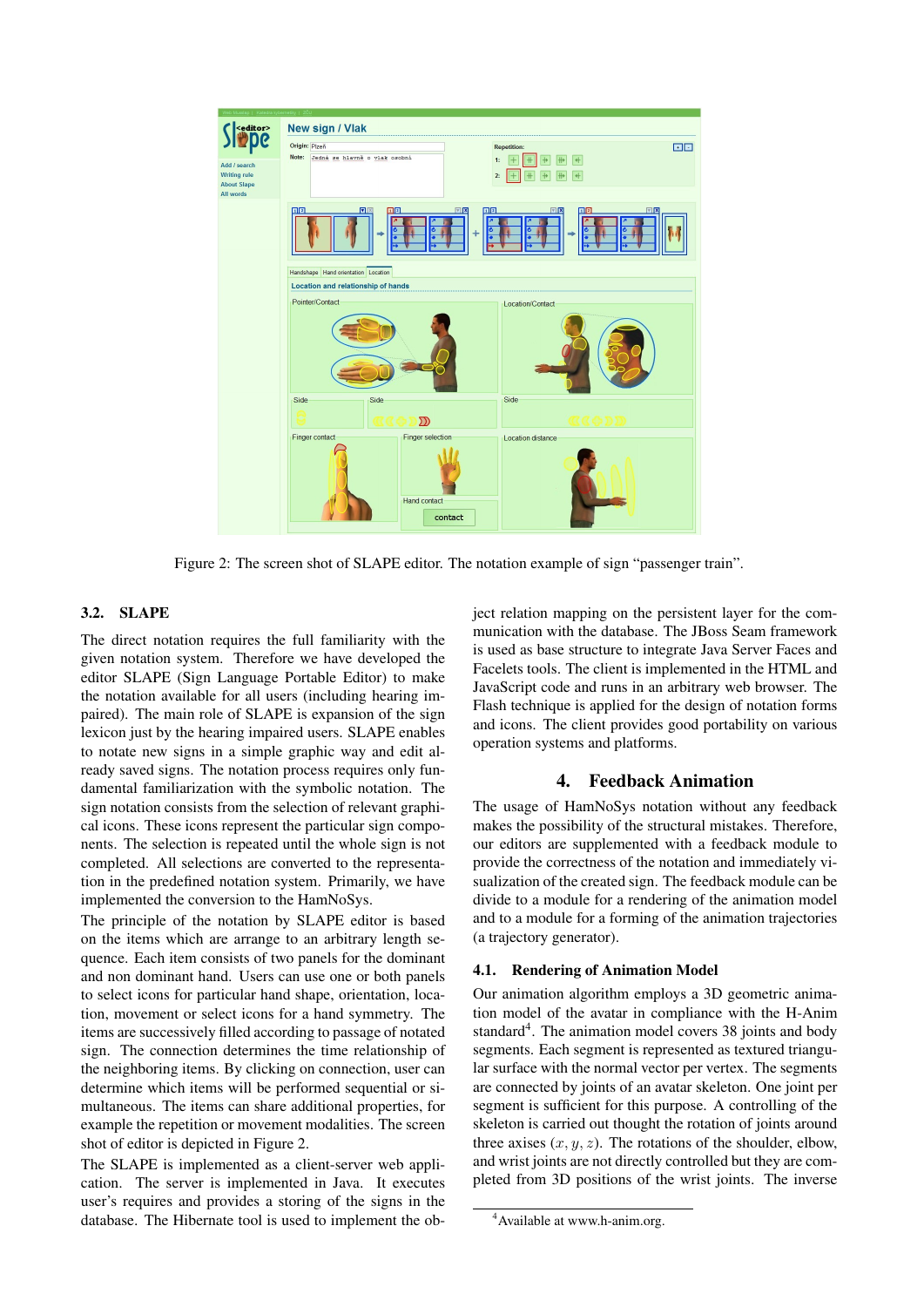Figure 2: The screen shot of SLAPE editor. The notation example of sign "passenger train".

### 3.2. SLAPE

The direct notation requires the full familiarity with the given notation system. Therefore we have developed the editor SLAPE (Sign Language Portable Editor) to make the notation available for all users (including hearing impaired). The main role of SLAPE is expansion of the sign lexicon just by the hearing impaired users. SLAPE enables to notate new signs in a simple graphic way and edit already saved signs. The notation process requires only fundamental familiarization with the symbolic notation. The sign notation consists from the selection of relevant graphical icons. These icons represent the particular sign components. The selection is repeated until the whole sign is not completed. All selections are converted to the representation in the predefined notation system. Primarily, we have implemented the conversion to the HamNoSys.

The principle of the notation by SLAPE editor is based on the items which are arrange to an arbitrary length sequence. Each item consists of two panels for the dominant and non dominant hand. Users can use one or both panels to select icons for particular hand shape, orientation, location, movement or select icons for a hand symmetry. The items are successively filled according to passage of notated sign. The connection determines the time relationship of the neighboring items. By clicking on connection, user can determine which items will be performed sequential or simultaneous. The items can share additional properties, for example the repetition or movement modalities. The screen shot of editor is depicted in Figure 2.

The SLAPE is implemented as a client-server web application. The server is implemented in Java. It executes user's requires and provides a storing of the signs in the database. The Hibernate tool is used to implement the object relation mapping on the persistent layer for the communication with the database. The JBoss Seam framework is used as base structure to integrate Java Server Faces and Facelets tools. The client is implemented in the HTML and JavaScript code and runs in an arbitrary web browser. The Flash technique is applied for the design of notation forms and icons. The client provides good portability on various operation systems and platforms.

## 4. Feedback Animation

The usage of HamNoSys notation without any feedback makes the possibility of the structural mistakes. Therefore, our editors are supplemented with a feedback module to provide the correctness of the notation and immediately visualization of the created sign. The feedback module can be divide to a module for a rendering of the animation model and to a module for a forming of the animation trajectories (a trajectory generator).

### 4.1. Rendering of Animation Model

Our animation algorithm employs a 3D geometric animation model of the avatar in compliance with the H-Anim standard[4]. The animation model covers 38 joints and body segments. Each segment is represented as textured triangular surface with the normal vector per vertex. The segments are connected by joints of an avatar skeleton. One joint per segment is sufficient for this purpose. A controlling of the skeleton is carried out thought the rotation of joints around three axises ($x, y, z$). The rotations of the shoulder, elbow, and wrist joints are not directly controlled but they are completed from 3D positions of the wrist joints. The inverse

[4] Available at www.h-anim.org.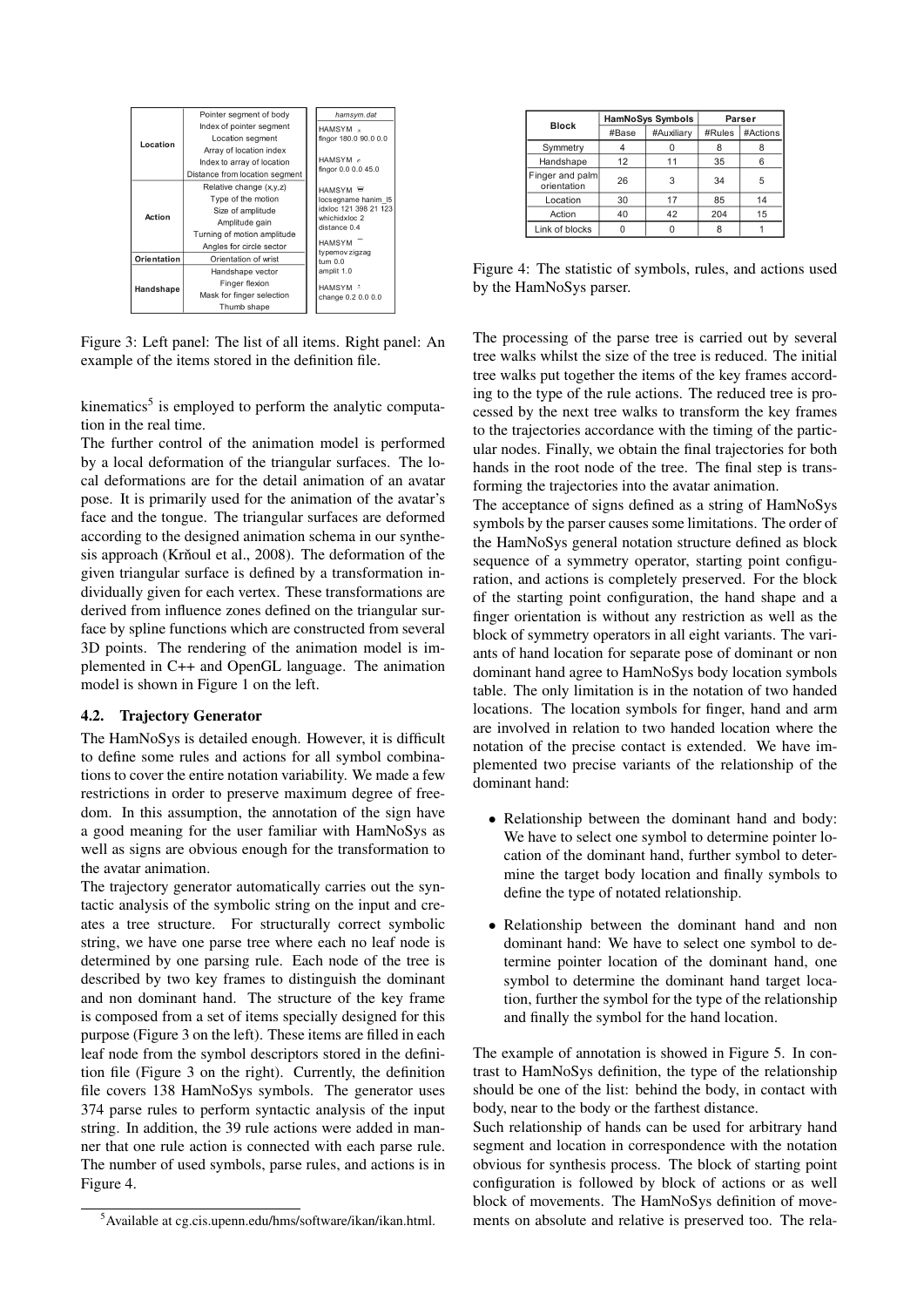| Location | Pointer segment of body |
|---|---|
| | Index of pointer segment |
| | Location segment |
| | Array of location index |
| | Index to array of location |
| | Distance from location segment |
| Action | Relative change (x,y,z) |
| | Type of the motion |
| | Size of amplitude |
| | Amplitude gain |
| | Turning of motion amplitude |
| | Angles for circle sector |
| Orientation | Orientation of wrist |
| Handshape | Handshape vector |
| | Finger flexion |
| | Mask for finger selection |
| | Thumb shape |

```
hamsym.dat

HAMSYM
fingor 180.0 90.0 0.0

HAMSYM
fingor 0.0 0.0 45.0

HAMSYM
locsegname hanim_l5
idxloc 121 398 21 123
whichidxloc 2
distance 0.4

HAMSYM
typemov zigzag
turn 0.0
amplit 1.0

HAMSYM
change 0.2 0.0 0.0
```

Figure 3: Left panel: The list of all items. Right panel: An example of the items stored in the definition file.

kinematics[5] is employed to perform the analytic computation in the real time.

The further control of the animation model is performed by a local deformation of the triangular surfaces. The local deformations are for the detail animation of an avatar pose. It is primarily used for the animation of the avatar's face and the tongue. The triangular surfaces are deformed according to the designed animation schema in our synthesis approach (Krňoul et al., 2008). The deformation of the given triangular surface is defined by a transformation individually given for each vertex. These transformations are derived from influence zones defined on the triangular surface by spline functions which are constructed from several 3D points. The rendering of the animation model is implemented in C++ and OpenGL language. The animation model is shown in Figure 1 on the left.

### 4.2. Trajectory Generator

The HamNoSys is detailed enough. However, it is difficult to define some rules and actions for all symbol combinations to cover the entire notation variability. We made a few restrictions in order to preserve maximum degree of freedom. In this assumption, the annotation of the sign have a good meaning for the user familiar with HamNoSys as well as signs are obvious enough for the transformation to the avatar animation.

The trajectory generator automatically carries out the syntactic analysis of the symbolic string on the input and creates a tree structure. For structurally correct symbolic string, we have one parse tree where each no leaf node is determined by one parsing rule. Each node of the tree is described by two key frames to distinguish the dominant and non dominant hand. The structure of the key frame is composed from a set of items specially designed for this purpose (Figure 3 on the left). These items are filled in each leaf node from the symbol descriptors stored in the definition file (Figure 3 on the right). Currently, the definition file covers 138 HamNoSys symbols. The generator uses 374 parse rules to perform syntactic analysis of the input string. In addition, the 39 rule actions were added in manner that one rule action is connected with each parse rule. The number of used symbols, parse rules, and actions is in Figure 4.

[5] Available at cg.cis.upenn.edu/hms/software/ikan/ikan.html.

| Block | HamNoSys Symbols | | Parser | |
|---|---|---|---|---|
| | #Base | #Auxiliary | #Rules | #Actions |
| Symmetry | 4 | 0 | 8 | 8 |
| Handshape | 12 | 11 | 35 | 6 |
| Finger and palm orientation | 26 | 3 | 34 | 5 |
| Location | 30 | 17 | 85 | 14 |
| Action | 40 | 42 | 204 | 15 |
| Link of blocks | 0 | 0 | 8 | 1 |

Figure 4: The statistic of symbols, rules, and actions used by the HamNoSys parser.

The processing of the parse tree is carried out by several tree walks whilst the size of the tree is reduced. The initial tree walks put together the items of the key frames according to the type of the rule actions. The reduced tree is processed by the next tree walks to transform the key frames to the trajectories accordance with the timing of the particular nodes. Finally, we obtain the final trajectories for both hands in the root node of the tree. The final step is transforming the trajectories into the avatar animation.

The acceptance of signs defined as a string of HamNoSys symbols by the parser causes some limitations. The order of the HamNoSys general notation structure defined as block sequence of a symmetry operator, starting point configuration, and actions is completely preserved. For the block of the starting point configuration, the hand shape and a finger orientation is without any restriction as well as the block of symmetry operators in all eight variants. The variants of hand location for separate pose of dominant or non dominant hand agree to HamNoSys body location symbols table. The only limitation is in the notation of two handed locations. The location symbols for finger, hand and arm are involved in relation to two handed location where the notation of the precise contact is extended. We have implemented two precise variants of the relationship of the dominant hand:

- Relationship between the dominant hand and body: We have to select one symbol to determine pointer location of the dominant hand, further symbol to determine the target body location and finally symbols to define the type of notated relationship.
- Relationship between the dominant hand and non dominant hand: We have to select one symbol to determine pointer location of the dominant hand, one symbol to determine the dominant hand target location, further the symbol for the type of the relationship and finally the symbol for the hand location.

The example of annotation is showed in Figure 5. In contrast to HamNoSys definition, the type of the relationship should be one of the list: behind the body, in contact with body, near to the body or the farthest distance.

Such relationship of hands can be used for arbitrary hand segment and location in correspondence with the notation obvious for synthesis process. The block of starting point configuration is followed by block of actions or as well block of movements. The HamNoSys definition of movements on absolute and relative is preserved too. The rela-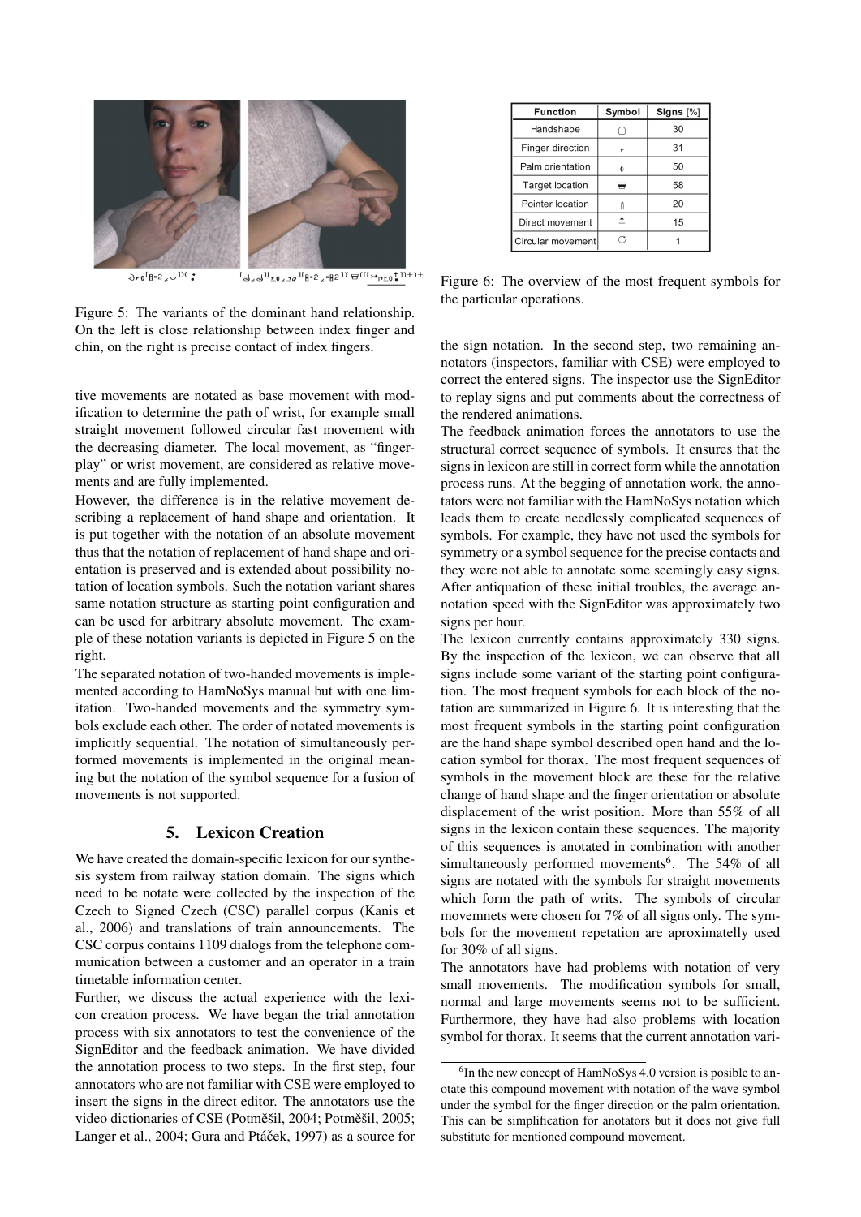Figure 5: The variants of the dominant hand relationship. On the left is close relationship between index finger and chin, on the right is precise contact of index fingers.

tive movements are notated as base movement with modification to determine the path of wrist, for example small straight movement followed circular fast movement with the decreasing diameter. The local movement, as "fingerplay" or wrist movement, are considered as relative movements and are fully implemented.

However, the difference is in the relative movement describing a replacement of hand shape and orientation. It is put together with the notation of an absolute movement thus that the notation of replacement of hand shape and orientation is preserved and is extended about possibility notation of location symbols. Such the notation variant shares same notation structure as starting point configuration and can be used for arbitrary absolute movement. The example of these notation variants is depicted in Figure 5 on the right.

The separated notation of two-handed movements is implemented according to HamNoSys manual but with one limitation. Two-handed movements and the symmetry symbols exclude each other. The order of notated movements is implicitly sequential. The notation of simultaneously performed movements is implemented in the original meaning but the notation of the symbol sequence for a fusion of movements is not supported.

## 5. Lexicon Creation

We have created the domain-specific lexicon for our synthesis system from railway station domain. The signs which need to be notate were collected by the inspection of the Czech to Signed Czech (CSC) parallel corpus (Kanis et al., 2006) and translations of train announcements. The CSC corpus contains 1109 dialogs from the telephone communication between a customer and an operator in a train timetable information center.

Further, we discuss the actual experience with the lexicon creation process. We have began the trial annotation process with six annotators to test the convenience of the SignEditor and the feedback animation. We have divided the annotation process to two steps. In the first step, four annotators who are not familiar with CSE were employed to insert the signs in the direct editor. The annotators use the video dictionaries of CSE (Potměšil, 2004; Potměšil, 2005; Langer et al., 2004; Gura and Ptáček, 1997) as a source for

| Function | Symbol | Signs [%] |
|---|---|---|
| Handshape | | 30 |
| Finger direction | | 31 |
| Palm orientation | | 50 |
| Target location | | 58 |
| Pointer location | | 20 |
| Direct movement | | 15 |
| Circular movement | | 1 |

Figure 6: The overview of the most frequent symbols for the particular operations.

the sign notation. In the second step, two remaining annotators (inspectors, familiar with CSE) were employed to correct the entered signs. The inspector use the SignEditor to replay signs and put comments about the correctness of the rendered animations.

The feedback animation forces the annotators to use the structural correct sequence of symbols. It ensures that the signs in lexicon are still in correct form while the annotation process runs. At the begging of annotation work, the annotators were not familiar with the HamNoSys notation which leads them to create needlessly complicated sequences of symbols. For example, they have not used the symbols for symmetry or a symbol sequence for the precise contacts and they were not able to annotate some seemingly easy signs. After antiquation of these initial troubles, the average annotation speed with the SignEditor was approximately two signs per hour.

The lexicon currently contains approximately 330 signs. By the inspection of the lexicon, we can observe that all signs include some variant of the starting point configuration. The most frequent symbols for each block of the notation are summarized in Figure 6. It is interesting that the most frequent symbols in the starting point configuration are the hand shape symbol described open hand and the location symbol for thorax. The most frequent sequences of symbols in the movement block are these for the relative change of hand shape and the finger orientation or absolute displacement of the wrist position. More than 55% of all signs in the lexicon contain these sequences. The majority of this sequences is anotated in combination with another simultaneously performed movements[6]. The 54% of all signs are notated with the symbols for straight movements which form the path of writs. The symbols of circular movemnets were chosen for 7% of all signs only. The symbols for the movement repetation are aproximately used for 30% of all signs.

The annotators have had problems with notation of very small movements. The modification symbols for small, normal and large movements seems not to be sufficient. Furthermore, they have had also problems with location symbol for thorax. It seems that the current annotation vari-

[6] In the new concept of HamNoSys 4.0 version is posible to anotate this compound movement with notation of the wave symbol under the symbol for the finger direction or the palm orientation. This can be simplification for anotators but it does not give full substitute for mentioned compound movement.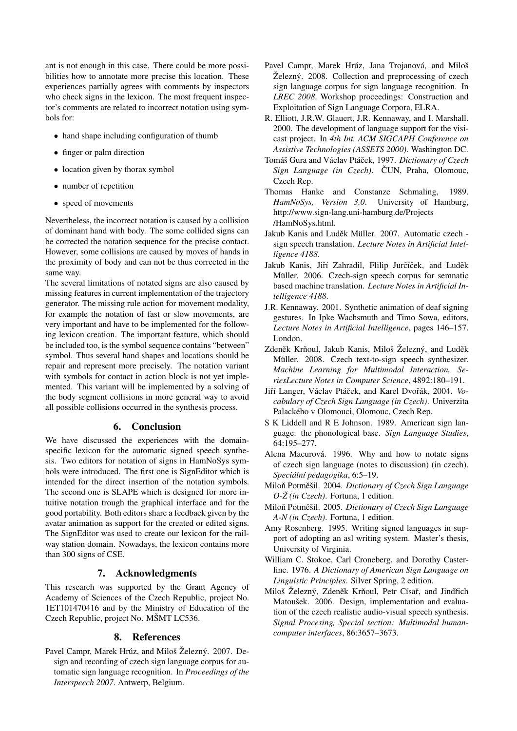ant is not enough in this case. There could be more possibilities how to annotate more precise this location. These experiences partially agrees with comments by inspectors who check signs in the lexicon. The most frequent inspector's comments are related to incorrect notation using symbols for:

- hand shape including configuration of thumb
- finger or palm direction
- location given by thorax symbol
- number of repetition
- speed of movements

Nevertheless, the incorrect notation is caused by a collision of dominant hand with body. The some collided signs can be corrected the notation sequence for the precise contact. However, some collisions are caused by moves of hands in the proximity of body and can not be thus corrected in the same way.

The several limitations of notated signs are also caused by missing features in current implementation of the trajectory generator. The missing rule action for movement modality, for example the notation of fast or slow movements, are very important and have to be implemented for the following lexicon creation. The important feature, which should be included too, is the symbol sequence contains "between" symbol. Thus several hand shapes and locations should be repair and represent more precisely. The notation variant with symbols for contact in action block is not yet implemented. This variant will be implemented by a solving of the body segment collisions in more general way to avoid all possible collisions occurred in the synthesis process.

## 6. Conclusion

We have discussed the experiences with the domain-specific lexicon for the automatic signed speech synthesis. Two editors for notation of signs in HamNoSys symbols were introduced. The first one is SignEditor which is intended for the direct insertion of the notation symbols. The second one is SLAPE which is designed for more intuitive notation trough the graphical interface and for the good portability. Both editors share a feedback given by the avatar animation as support for the created or edited signs. The SignEditor was used to create our lexicon for the railway station domain. Nowadays, the lexicon contains more than 300 signs of CSE.

## 7. Acknowledgments

This research was supported by the Grant Agency of Academy of Sciences of the Czech Republic, project No. 1ET101470416 and by the Ministry of Education of the Czech Republic, project No. MŠMT LC536.

## 8. References

Pavel Campr, Marek Hrúz, and Miloš Železný. 2007. Design and recording of czech sign language corpus for automatic sign language recognition. In *Proceedings of the Interspeech 2007*. Antwerp, Belgium.

Pavel Campr, Marek Hrúz, Jana Trojanová, and Miloš Železný. 2008. Collection and preprocessing of czech sign language corpus for sign language recognition. In *LREC 2008*. Workshop proceedings: Construction and Exploitation of Sign Language Corpora, ELRA.

R. Elliott, J.R.W. Glauert, J.R. Kennaway, and I. Marshall. 2000. The development of language support for the visicast project. In *4th Int. ACM SIGCAPH Conference on Assistive Technologies (ASSETS 2000)*. Washington DC.

Tomáš Gura and Václav Ptáček, 1997. *Dictionary of Czech Sign Language (in Czech)*. ČUN, Praha, Olomouc, Czech Rep.

Thomas Hanke and Constanze Schmaling, 1989. *HamNoSys, Version 3.0*. University of Hamburg, http://www.sign-lang.uni-hamburg.de/Projects /HamNoSys.html.

Jakub Kanis and Luděk Müller. 2007. Automatic czech - sign speech translation. *Lecture Notes in Artificial Intelligence 4188*.

Jakub Kanis, Jiří Zahradil, Flilip Jurčíček, and Luděk Müller. 2006. Czech-sign speech corpus for semnatic based machine translation. *Lecture Notes in Artificial Intelligence 4188*.

J.R. Kennaway. 2001. Synthetic animation of deaf signing gestures. In Ipke Wachsmuth and Timo Sowa, editors, *Lecture Notes in Artificial Intelligence*, pages 146–157. London.

Zdeněk Krňoul, Jakub Kanis, Miloš Železný, and Luděk Müller. 2008. Czech text-to-sign speech synthesizer. *Machine Learning for Multimodal Interaction, SeriesLecture Notes in Computer Science*, 4892:180–191.

Jiří Langer, Václav Ptáček, and Karel Dvořák, 2004. *Vocabulary of Czech Sign Language (in Czech)*. Univerzita Palackého v Olomouci, Olomouc, Czech Rep.

S K Liddell and R E Johnson. 1989. American sign language: the phonological base. *Sign Language Studies*, 64:195–277.

Alena Macurová. 1996. Why and how to notate signs of czech sign language (notes to discussion) (in czech). *Speciální pedagogika*, 6:5–19.

Miloň Potměšil. 2004. *Dictionary of Czech Sign Language O-Ž (in Czech)*. Fortuna, 1 edition.

Miloň Potměšil. 2005. *Dictionary of Czech Sign Language A-N (in Czech)*. Fortuna, 1 edition.

Amy Rosenberg. 1995. Writing signed languages in support of adopting an asl writing system. Master's thesis, University of Virginia.

William C. Stokoe, Carl Croneberg, and Dorothy Casterline. 1976. *A Dictionary of American Sign Language on Linguistic Principles*. Silver Spring, 2 edition.

Miloš Železný, Zdeněk Krňoul, Petr Císař, and Jindřich Matoušek. 2006. Design, implementation and evaluation of the czech realistic audio-visual speech synthesis. *Signal Procesing, Special section: Multimodal human-computer interfaces*, 86:3657–3673.